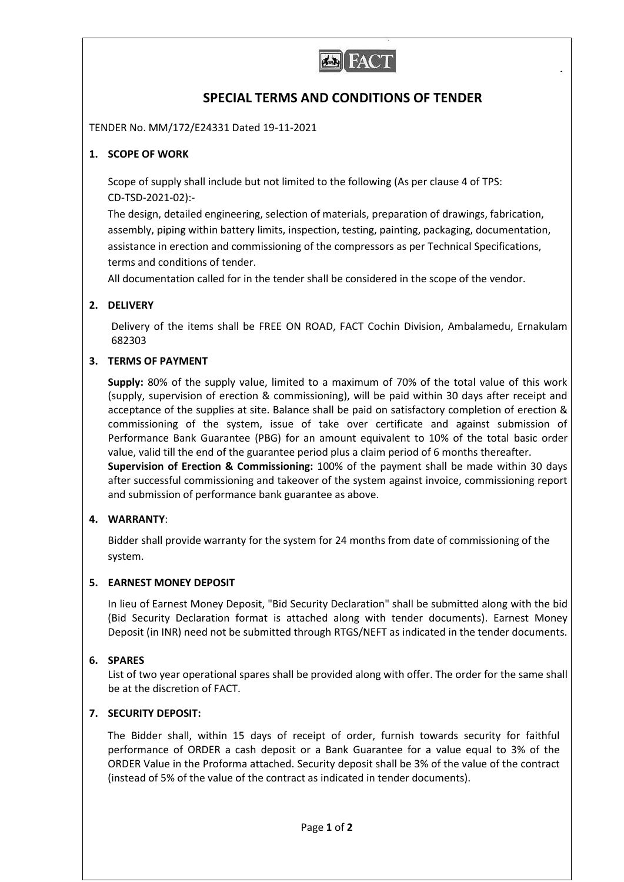# SPECIAL TERMS AND CONDITIONS OF TENDER

TENDER No. MM/172/E24331 Dated 19-11-2021

## 1. SCOPE OF WORK

Scope of supply shall include but not limited to the following (As per clause 4 of TPS: CD-TSD-2021-02):-

The design, detailed engineering, selection of materials, preparation of drawings, fabrication, assembly, piping within battery limits, inspection, testing, painting, packaging, documentation, assistance in erection and commissioning of the compressors as per Technical Specifications, terms and conditions of tender.

All documentation called for in the tender shall be considered in the scope of the vendor.

## 2. DELIVERY

Delivery of the items shall be FREE ON ROAD, FACT Cochin Division, Ambalamedu, Ernakulam 682303

## 3. TERMS OF PAYMENT

**Supply:** 80% of the supply value, limited to a maximum of 70% of the total value of this work (supply, supervision of erection & commissioning), will be paid within 30 days after receipt and acceptance of the supplies at site. Balance shall be paid on satisfactory completion of erection & commissioning of the system, issue of take over certificate and against submission of Performance Bank Guarantee (PBG) for an amount equivalent to 10% of the total basic order value, valid till the end of the guarantee period plus a claim period of 6 months thereafter.

**Supervision of Erection & Commissioning:** 100% of the payment shall be made within 30 days after successful commissioning and takeover of the system against invoice, commissioning report and submission of performance bank guarantee as above.

## 4. WARRANTY:

Bidder shall provide warranty for the system for 24 months from date of commissioning of the system.

## 5. EARNEST MONEY DEPOSIT

In lieu of Earnest Money Deposit, "Bid Security Declaration" shall be submitted along with the bid (Bid Security Declaration format is attached along with tender documents). Earnest Money Deposit (in INR) need not be submitted through RTGS/NEFT as indicated in the tender documents.

## 6. SPARES

List of two year operational spares shall be provided along with offer. The order for the same shall be at the discretion of FACT.

## 7. SECURITY DEPOSIT:

The Bidder shall, within 15 days of receipt of order, furnish towards security for faithful performance of ORDER a cash deposit or a Bank Guarantee for a value equal to 3% of the ORDER Value in the Proforma attached. Security deposit shall be 3% of the value of the contract (instead of 5% of the value of the contract as indicated in tender documents).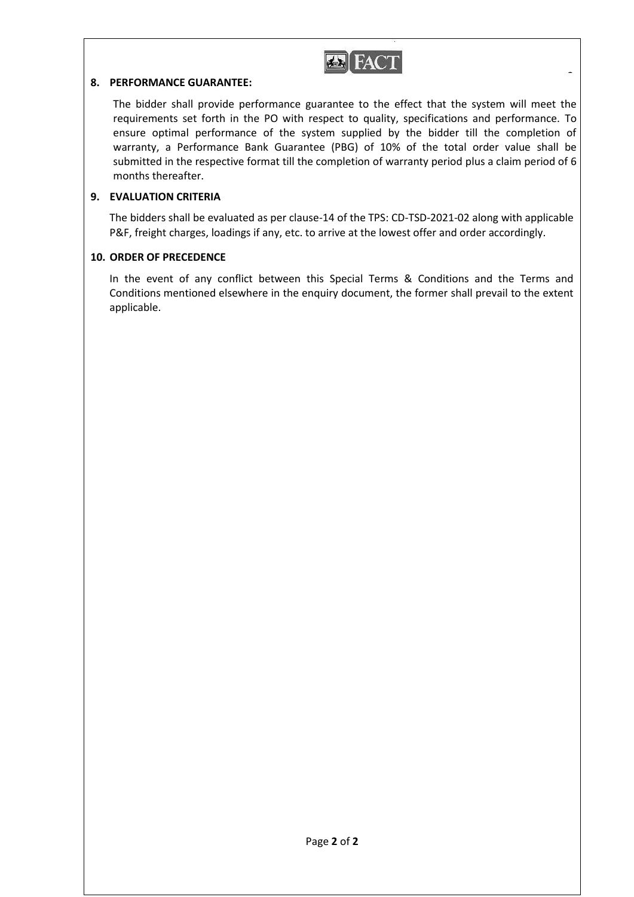**8. PERFORMANCE GUARANTEE:**

The bidder shall provide performance guarantee to the effect that the system will meet the requirements set forth in the PO with respect to quality, specifications and performance. To ensure optimal performance of the system supplied by the bidder till the completion of warranty, a Performance Bank Guarantee (PBG) of 10% of the total order value shall be submitted in the respective format till the completion of warranty period plus a claim period of 6 months thereafter.

**9. EVALUATION CRITERIA**

The bidders shall be evaluated as per clause-14 of the TPS: CD-TSD-2021-02 along with applicable P&F, freight charges, loadings if any, etc. to arrive at the lowest offer and order accordingly.

**10. ORDER OF PRECEDENCE**

In the event of any conflict between this Special Terms & Conditions and the Terms and Conditions mentioned elsewhere in the enquiry document, the former shall prevail to the extent applicable.